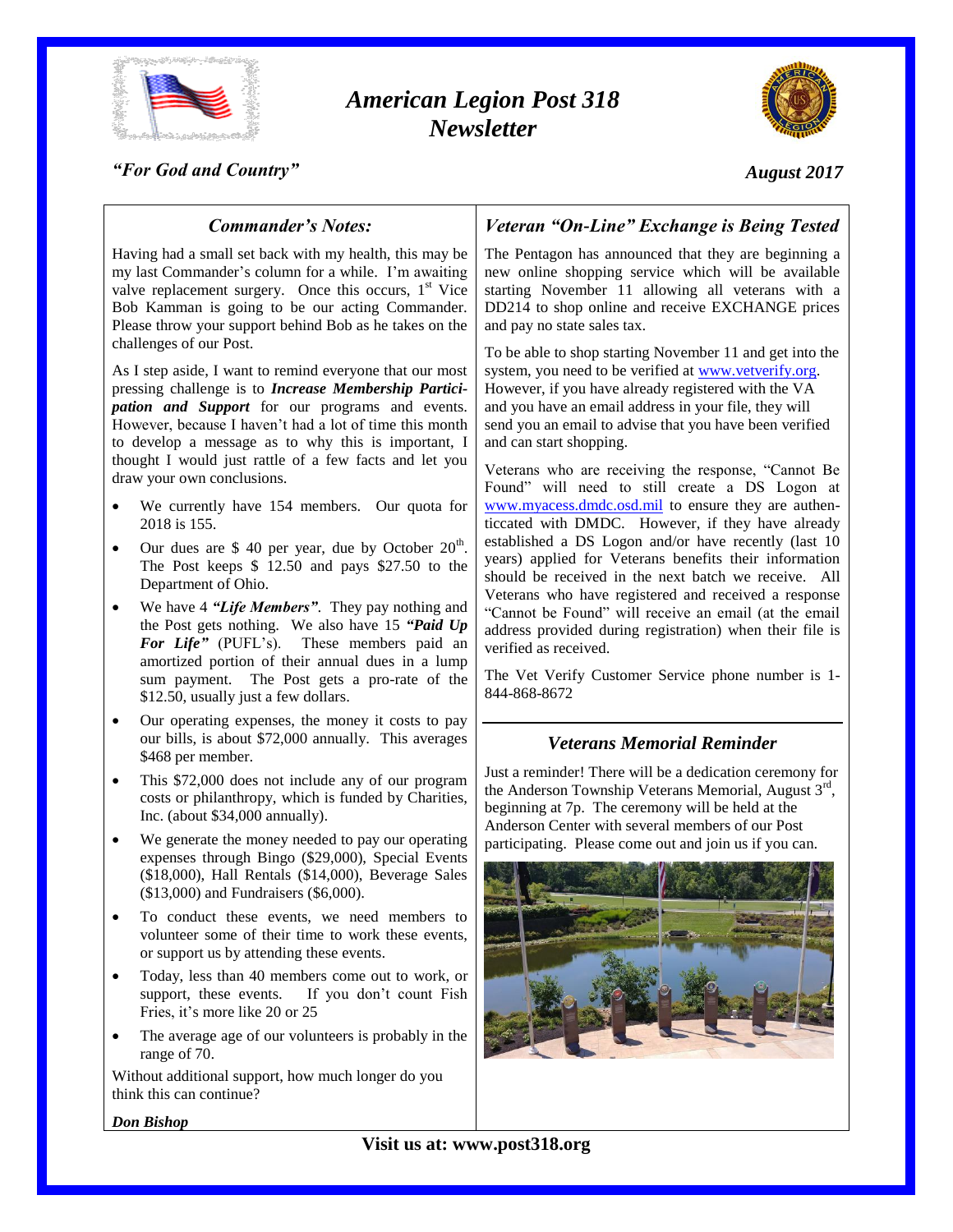# *American Legion Post 318 Newsletter*

*"For God and Country"*

*August 2017*

## *Commander's Notes:*

Having had a small set back with my health, this may be my last Commander's column for a while. I'm awaiting valve replacement surgery. Once this occurs, 1st Vice Bob Kamman is going to be our acting Commander. Please throw your support behind Bob as he takes on the challenges of our Post.

As I step aside, I want to remind everyone that our most pressing challenge is to ***Increase Membership Participation and Support*** for our programs and events. However, because I haven't had a lot of time this month to develop a message as to why this is important, I thought I would just rattle of a few facts and let you draw your own conclusions.

- We currently have 154 members. Our quota for 2018 is 155.
- Our dues are $ 40 per year, due by October 20th. The Post keeps $ 12.50 and pays $27.50 to the Department of Ohio.
- We have 4 ***"Life Members"***. They pay nothing and the Post gets nothing. We also have 15 ***"Paid Up For Life"*** (PUFL's). These members paid an amortized portion of their annual dues in a lump sum payment. The Post gets a pro-rate of the $12.50, usually just a few dollars.
- Our operating expenses, the money it costs to pay our bills, is about $72,000 annually. This averages $468 per member.
- This $72,000 does not include any of our program costs or philanthropy, which is funded by Charities, Inc. (about $34,000 annually).
- We generate the money needed to pay our operating expenses through Bingo ($29,000), Special Events ($18,000), Hall Rentals ($14,000), Beverage Sales ($13,000) and Fundraisers ($6,000).
- To conduct these events, we need members to volunteer some of their time to work these events, or support us by attending these events.
- Today, less than 40 members come out to work, or support, these events. If you don't count Fish Fries, it's more like 20 or 25
- The average age of our volunteers is probably in the range of 70.

Without additional support, how much longer do you think this can continue?

***Don Bishop***

## *Veteran "On-Line" Exchange is Being Tested*

The Pentagon has announced that they are beginning a new online shopping service which will be available starting November 11 allowing all veterans with a DD214 to shop online and receive EXCHANGE prices and pay no state sales tax.

To be able to shop starting November 11 and get into the system, you need to be verified at www.vetverify.org. However, if you have already registered with the VA and you have an email address in your file, they will send you an email to advise that you have been verified and can start shopping.

Veterans who are receiving the response, "Cannot Be Found" will need to still create a DS Logon at www.myacess.dmdc.osd.mil to ensure they are authenticcated with DMDC. However, if they have already established a DS Logon and/or have recently (last 10 years) applied for Veterans benefits their information should be received in the next batch we receive. All Veterans who have registered and received a response "Cannot be Found" will receive an email (at the email address provided during registration) when their file is verified as received.

The Vet Verify Customer Service phone number is 1-844-868-8672

## *Veterans Memorial Reminder*

Just a reminder! There will be a dedication ceremony for the Anderson Township Veterans Memorial, August 3rd, beginning at 7p. The ceremony will be held at the Anderson Center with several members of our Post participating. Please come out and join us if you can.

**Visit us at: www.post318.org**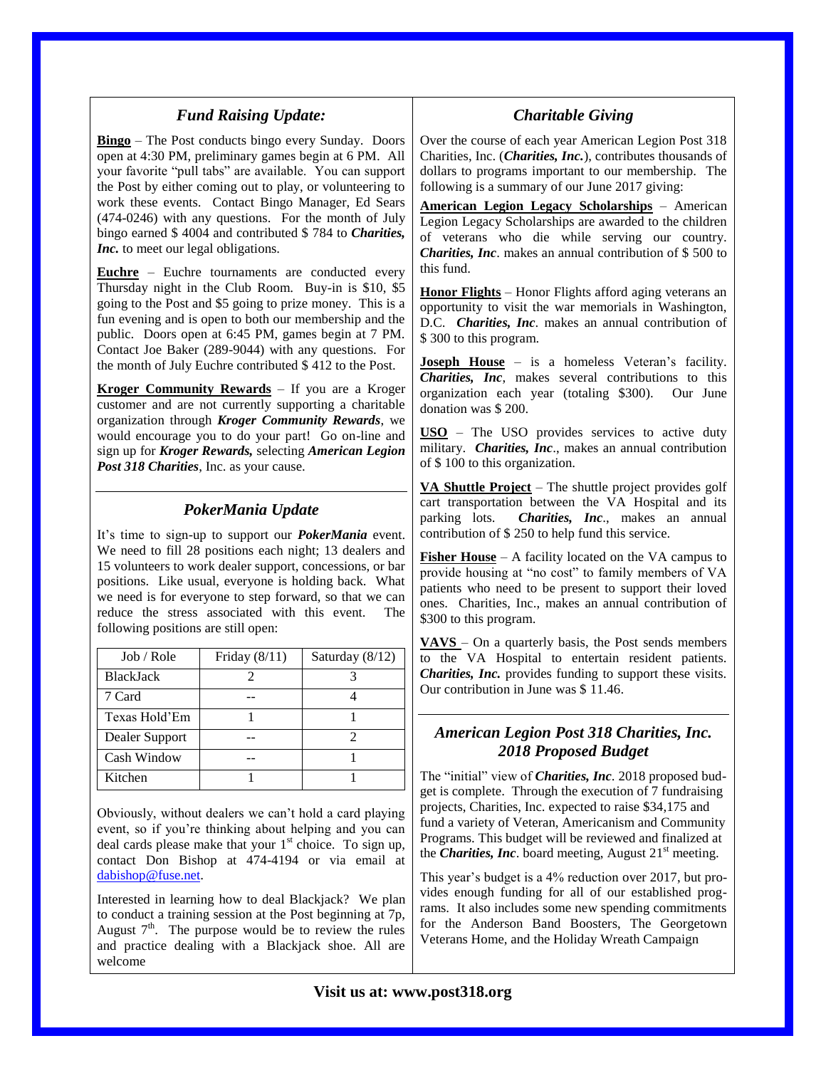## *Fund Raising Update:*

**Bingo** – The Post conducts bingo every Sunday. Doors open at 4:30 PM, preliminary games begin at 6 PM. All your favorite "pull tabs" are available. You can support the Post by either coming out to play, or volunteering to work these events. Contact Bingo Manager, Ed Sears (474-0246) with any questions. For the month of July bingo earned $ 4004 and contributed $ 784 to ***Charities, Inc.*** to meet our legal obligations.

**Euchre** – Euchre tournaments are conducted every Thursday night in the Club Room. Buy-in is $10, $5 going to the Post and $5 going to prize money. This is a fun evening and is open to both our membership and the public. Doors open at 6:45 PM, games begin at 7 PM. Contact Joe Baker (289-9044) with any questions. For the month of July Euchre contributed $ 412 to the Post.

**Kroger Community Rewards** – If you are a Kroger customer and are not currently supporting a charitable organization through ***Kroger Community Rewards***, we would encourage you to do your part! Go on-line and sign up for ***Kroger Rewards,*** selecting ***American Legion Post 318 Charities***, Inc. as your cause.

## *PokerMania Update*

It's time to sign-up to support our ***PokerMania*** event. We need to fill 28 positions each night; 13 dealers and 15 volunteers to work dealer support, concessions, or bar positions. Like usual, everyone is holding back. What we need is for everyone to step forward, so that we can reduce the stress associated with this event. The following positions are still open:

| Job / Role | Friday (8/11) | Saturday (8/12) |
|---|---|---|
| BlackJack | 2 | 3 |
| 7 Card | -- | 4 |
| Texas Hold'Em | 1 | 1 |
| Dealer Support | -- | 2 |
| Cash Window | -- | 1 |
| Kitchen | 1 | 1 |

Obviously, without dealers we can't hold a card playing event, so if you're thinking about helping and you can deal cards please make that your 1st choice. To sign up, contact Don Bishop at 474-4194 or via email at dabishop@fuse.net.

Interested in learning how to deal Blackjack? We plan to conduct a training session at the Post beginning at 7p, August 7th. The purpose would be to review the rules and practice dealing with a Blackjack shoe. All are welcome

## *Charitable Giving*

Over the course of each year American Legion Post 318 Charities, Inc. (***Charities, Inc.***), contributes thousands of dollars to programs important to our membership. The following is a summary of our June 2017 giving:

**American Legion Legacy Scholarships** – American Legion Legacy Scholarships are awarded to the children of veterans who die while serving our country. ***Charities, Inc***. makes an annual contribution of $ 500 to this fund.

**Honor Flights** – Honor Flights afford aging veterans an opportunity to visit the war memorials in Washington, D.C. ***Charities, Inc***. makes an annual contribution of $ 300 to this program.

**Joseph House** – is a homeless Veteran's facility. ***Charities, Inc***, makes several contributions to this organization each year (totaling $300). Our June donation was $ 200.

**USO** – The USO provides services to active duty military. ***Charities, Inc***., makes an annual contribution of $ 100 to this organization.

**VA Shuttle Project** – The shuttle project provides golf cart transportation between the VA Hospital and its parking lots. ***Charities, Inc***., makes an annual contribution of $ 250 to help fund this service.

**Fisher House** – A facility located on the VA campus to provide housing at "no cost" to family members of VA patients who need to be present to support their loved ones. Charities, Inc., makes an annual contribution of $300 to this program.

**VAVS** – On a quarterly basis, the Post sends members to the VA Hospital to entertain resident patients. ***Charities, Inc.*** provides funding to support these visits. Our contribution in June was $ 11.46.

## *American Legion Post 318 Charities, Inc. 2018 Proposed Budget*

The "initial" view of ***Charities, Inc***. 2018 proposed budget is complete. Through the execution of 7 fundraising projects, Charities, Inc. expected to raise $34,175 and fund a variety of Veteran, Americanism and Community Programs. This budget will be reviewed and finalized at the ***Charities, Inc***. board meeting, August 21st meeting.

This year's budget is a 4% reduction over 2017, but provides enough funding for all of our established programs. It also includes some new spending commitments for the Anderson Band Boosters, The Georgetown Veterans Home, and the Holiday Wreath Campaign

**Visit us at: www.post318.org**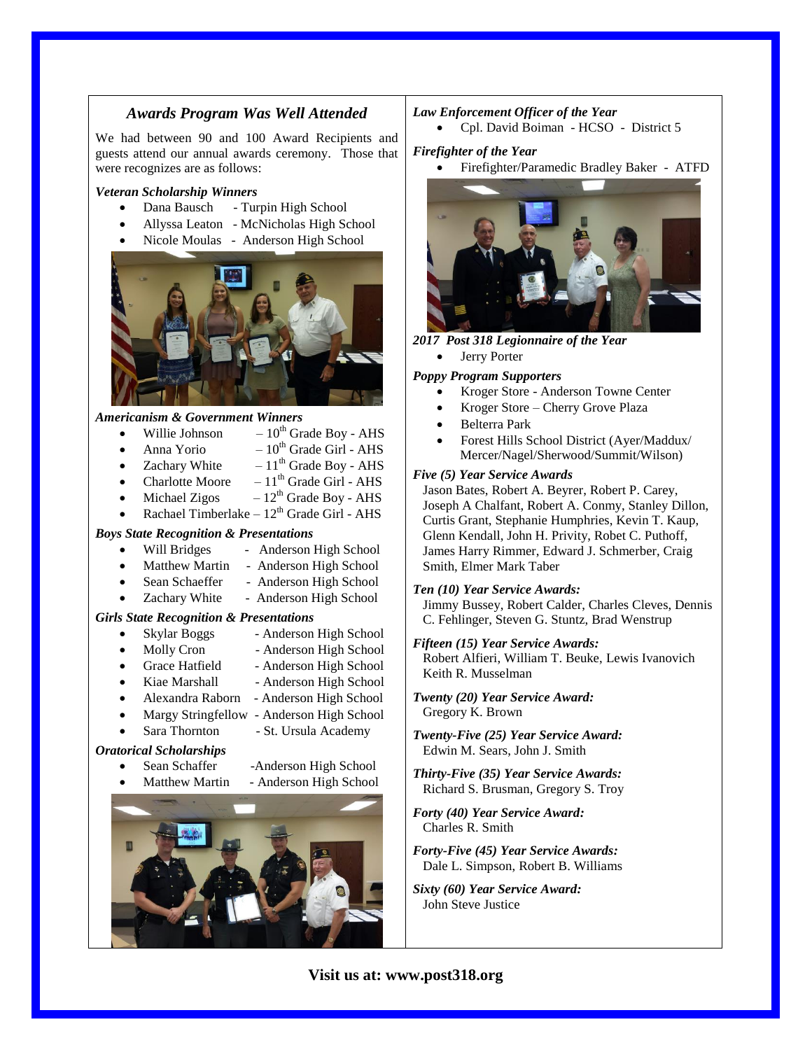## *Awards Program Was Well Attended*

We had between 90 and 100 Award Recipients and guests attend our annual awards ceremony. Those that were recognizes are as follows:

***Veteran Scholarship Winners***

- Dana Bausch - Turpin High School
- Allyssa Leaton - McNicholas High School
- Nicole Moulas - Anderson High School

***Americanism & Government Winners***

- Willie Johnson – 10th Grade Boy - AHS
- Anna Yorio – 10th Grade Girl - AHS
- Zachary White – 11th Grade Boy - AHS
- Charlotte Moore – 11th Grade Girl - AHS
- Michael Zigos – 12th Grade Boy - AHS
- Rachael Timberlake – 12th Grade Girl - AHS

***Boys State Recognition & Presentations***

- Will Bridges - Anderson High School
- Matthew Martin - Anderson High School
- Sean Schaeffer - Anderson High School
- Zachary White - Anderson High School

***Girls State Recognition & Presentations***

- Skylar Boggs - Anderson High School
- Molly Cron - Anderson High School
- Grace Hatfield - Anderson High School
- Kiae Marshall - Anderson High School
- Alexandra Raborn - Anderson High School
- Margy Stringfellow - Anderson High School
- Sara Thornton - St. Ursula Academy

***Oratorical Scholarships***

- Sean Schaffer -Anderson High School
- Matthew Martin - Anderson High School

***Law Enforcement Officer of the Year***

- Cpl. David Boiman - HCSO - District 5

***Firefighter of the Year***

- Firefighter/Paramedic Bradley Baker - ATFD

***2017 Post 318 Legionnaire of the Year***

- Jerry Porter

***Poppy Program Supporters***

- Kroger Store - Anderson Towne Center
- Kroger Store – Cherry Grove Plaza
- Belterra Park
- Forest Hills School District (Ayer/Maddux/ Mercer/Nagel/Sherwood/Summit/Wilson)

***Five (5) Year Service Awards***

Jason Bates, Robert A. Beyrer, Robert P. Carey, Joseph A Chalfant, Robert A. Conmy, Stanley Dillon, Curtis Grant, Stephanie Humphries, Kevin T. Kaup, Glenn Kendall, John H. Privity, Robet C. Puthoff, James Harry Rimmer, Edward J. Schmerber, Craig Smith, Elmer Mark Taber

***Ten (10) Year Service Awards:***

Jimmy Bussey, Robert Calder, Charles Cleves, Dennis C. Fehlinger, Steven G. Stuntz, Brad Wenstrup

***Fifteen (15) Year Service Awards:***

Robert Alfieri, William T. Beuke, Lewis Ivanovich Keith R. Musselman

***Twenty (20) Year Service Award:***

Gregory K. Brown

***Twenty-Five (25) Year Service Award:***

Edwin M. Sears, John J. Smith

***Thirty-Five (35) Year Service Awards:***

Richard S. Brusman, Gregory S. Troy

***Forty (40) Year Service Award:***

Charles R. Smith

***Forty-Five (45) Year Service Awards:***

Dale L. Simpson, Robert B. Williams

***Sixty (60) Year Service Award:***

John Steve Justice

**Visit us at: www.post318.org**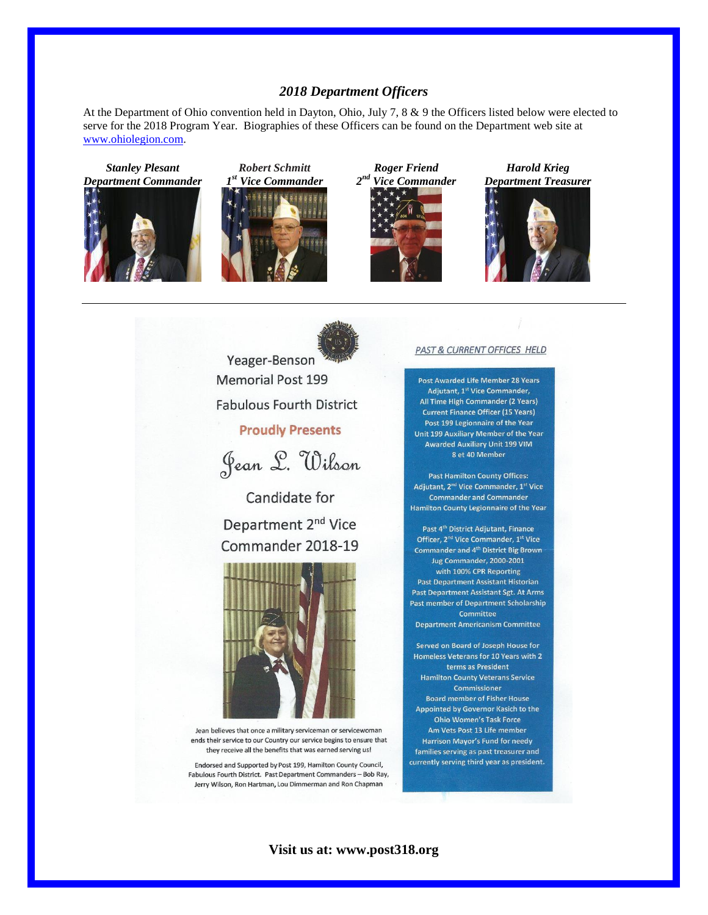## *2018 Department Officers*

At the Department of Ohio convention held in Dayton, Ohio, July 7, 8 & 9 the Officers listed below were elected to serve for the 2018 Program Year. Biographies of these Officers can be found on the Department web site at www.ohiolegion.com.

***Stanley Plesant***
***Department Commander***

***Robert Schmitt***
***1st Vice Commander***

***Roger Friend***
***2nd Vice Commander***

***Harold Krieg***
***Department Treasurer***

---

Yeager-Benson Memorial Post 199

Fabulous Fourth District

**Proudly Presents**

Jean L. Wilson

Candidate for

Department 2nd Vice Commander 2018-19

Jean believes that once a military serviceman or servicewoman ends their service to our Country our service begins to ensure that they receive all the benefits that was earned serving us!

Endorsed and Supported by Post 199, Hamilton County Council, Fabulous Fourth District. Past Department Commanders – Bob Ray, Jerry Wilson, Ron Hartman, Lou Dimmerman and Ron Chapman

*PAST & CURRENT OFFICES HELD*

Post Awarded Life Member 28 Years
Adjutant, 1st Vice Commander,
All Time High Commander (2 Years)
Current Finance Officer (15 Years)
Post 199 Legionnaire of the Year
Unit 199 Auxiliary Member of the Year
Awarded Auxiliary Unit 199 VIM
8 et 40 Member

Past Hamilton County Offices:
Adjutant, 2nd Vice Commander, 1st Vice Commander and Commander
Hamilton County Legionnaire of the Year

Past 4th District Adjutant, Finance Officer, 2nd Vice Commander, 1st Vice Commander and 4th District Big Brown Jug Commander, 2000-2001 with 100% CPR Reporting
Past Department Assistant Historian
Past Department Assistant Sgt. At Arms
Past member of Department Scholarship Committee
Department Americanism Committee

Served on Board of Joseph House for Homeless Veterans for 10 Years with 2 terms as President
Hamilton County Veterans Service Commissioner
Board member of Fisher House
Appointed by Governor Kasich to the Ohio Women's Task Force
Am Vets Post 13 Life member
Harrison Mayor's Fund for needy families serving as past treasurer and currently serving third year as president.

**Visit us at: www.post318.org**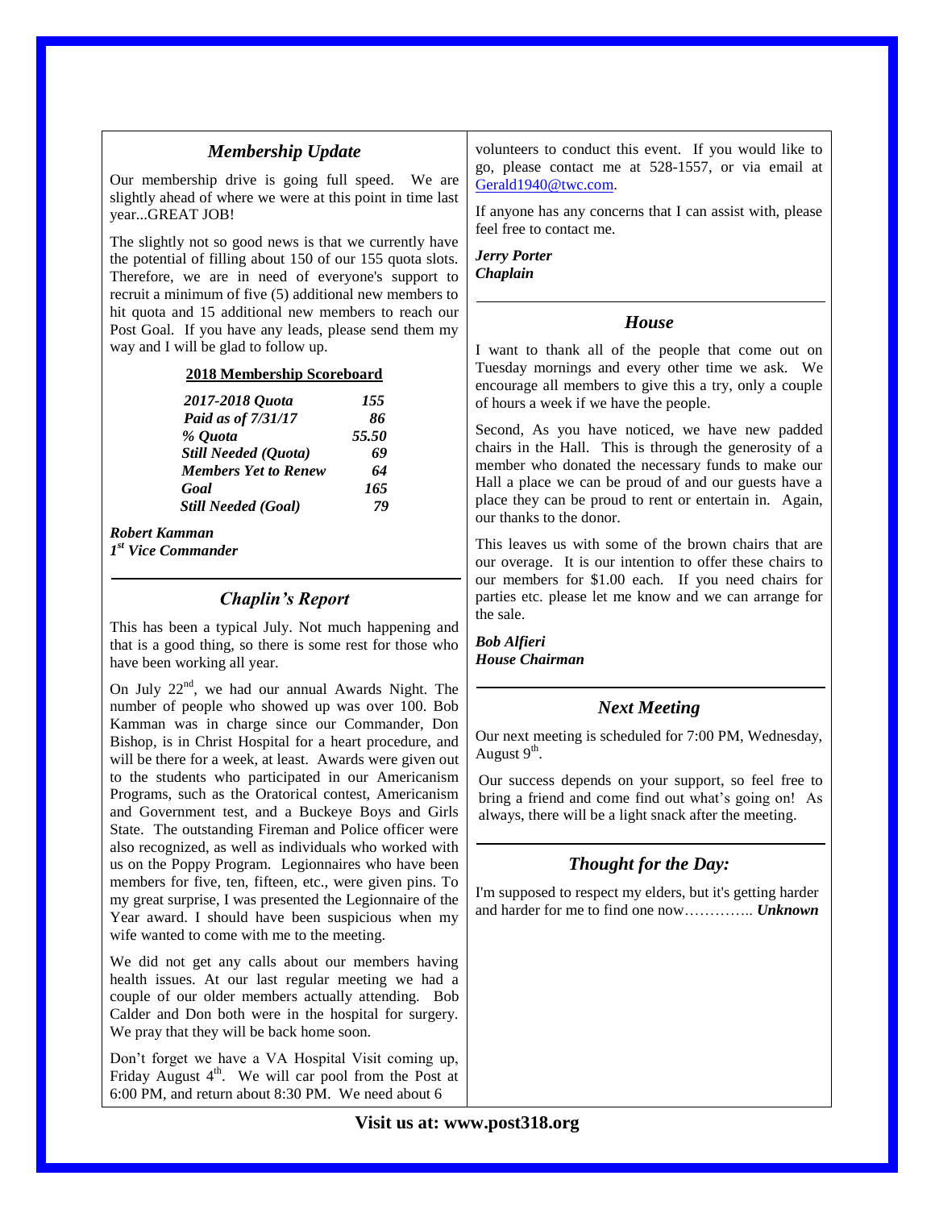## *Membership Update*

Our membership drive is going full speed. We are slightly ahead of where we were at this point in time last year...GREAT JOB!

The slightly not so good news is that we currently have the potential of filling about 150 of our 155 quota slots. Therefore, we are in need of everyone's support to recruit a minimum of five (5) additional new members to hit quota and 15 additional new members to reach our Post Goal. If you have any leads, please send them my way and I will be glad to follow up.

**2018 Membership Scoreboard**

| | |
|---|---|
| ***2017-2018 Quota*** | ***155*** |
| ***Paid as of 7/31/17*** | ***86*** |
| ***% Quota*** | ***55.50*** |
| ***Still Needed (Quota)*** | ***69*** |
| ***Members Yet to Renew*** | ***64*** |
| ***Goal*** | ***165*** |
| ***Still Needed (Goal)*** | ***79*** |

***Robert Kamman***
***1st Vice Commander***

## *Chaplin's Report*

This has been a typical July. Not much happening and that is a good thing, so there is some rest for those who have been working all year.

On July 22nd, we had our annual Awards Night. The number of people who showed up was over 100. Bob Kamman was in charge since our Commander, Don Bishop, is in Christ Hospital for a heart procedure, and will be there for a week, at least. Awards were given out to the students who participated in our Americanism Programs, such as the Oratorical contest, Americanism and Government test, and a Buckeye Boys and Girls State. The outstanding Fireman and Police officer were also recognized, as well as individuals who worked with us on the Poppy Program. Legionnaires who have been members for five, ten, fifteen, etc., were given pins. To my great surprise, I was presented the Legionnaire of the Year award. I should have been suspicious when my wife wanted to come with me to the meeting.

We did not get any calls about our members having health issues. At our last regular meeting we had a couple of our older members actually attending. Bob Calder and Don both were in the hospital for surgery. We pray that they will be back home soon.

Don't forget we have a VA Hospital Visit coming up, Friday August 4th. We will car pool from the Post at 6:00 PM, and return about 8:30 PM. We need about 6 volunteers to conduct this event. If you would like to go, please contact me at 528-1557, or via email at Gerald1940@twc.com.

If anyone has any concerns that I can assist with, please feel free to contact me.

***Jerry Porter***
***Chaplain***

## *House*

I want to thank all of the people that come out on Tuesday mornings and every other time we ask. We encourage all members to give this a try, only a couple of hours a week if we have the people.

Second, As you have noticed, we have new padded chairs in the Hall. This is through the generosity of a member who donated the necessary funds to make our Hall a place we can be proud of and our guests have a place they can be proud to rent or entertain in. Again, our thanks to the donor.

This leaves us with some of the brown chairs that are our overage. It is our intention to offer these chairs to our members for $1.00 each. If you need chairs for parties etc. please let me know and we can arrange for the sale.

***Bob Alfieri***
***House Chairman***

## *Next Meeting*

Our next meeting is scheduled for 7:00 PM, Wednesday, August 9th.

Our success depends on your support, so feel free to bring a friend and come find out what's going on! As always, there will be a light snack after the meeting.

## *Thought for the Day:*

I'm supposed to respect my elders, but it's getting harder and harder for me to find one now………….. ***Unknown***

**Visit us at: www.post318.org**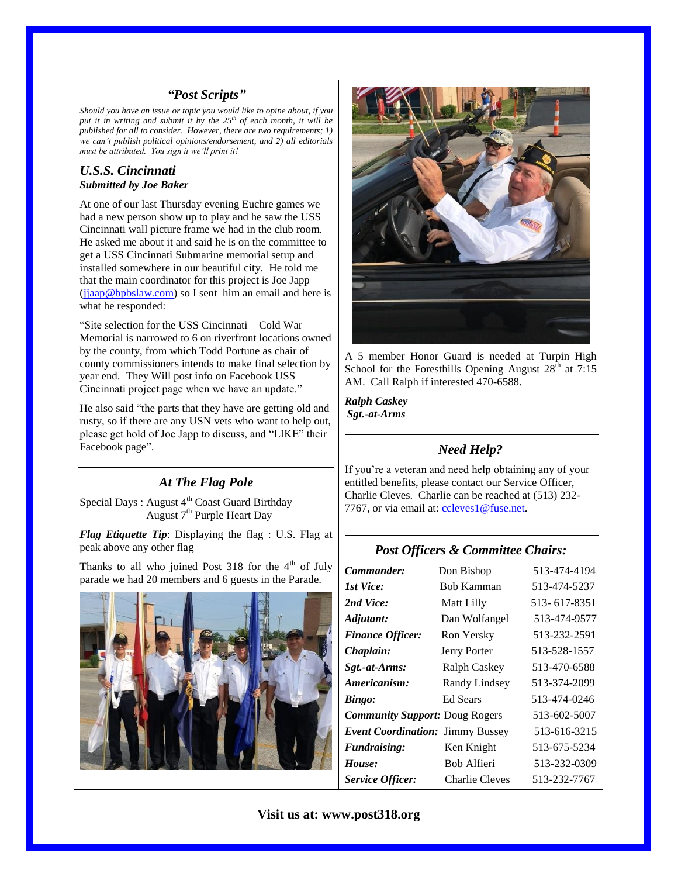## *"Post Scripts"*

*Should you have an issue or topic you would like to opine about, if you put it in writing and submit it by the 25th of each month, it will be published for all to consider. However, there are two requirements; 1) we can't publish political opinions/endorsement, and 2) all editorials must be attributed. You sign it we'll print it!*

### *U.S.S. Cincinnati*

***Submitted by Joe Baker***

At one of our last Thursday evening Euchre games we had a new person show up to play and he saw the USS Cincinnati wall picture frame we had in the club room. He asked me about it and said he is on the committee to get a USS Cincinnati Submarine memorial setup and installed somewhere in our beautiful city. He told me that the main coordinator for this project is Joe Japp (jjaap@bpbslaw.com) so I sent him an email and here is what he responded:

"Site selection for the USS Cincinnati – Cold War Memorial is narrowed to 6 on riverfront locations owned by the county, from which Todd Portune as chair of county commissioners intends to make final selection by year end. They Will post info on Facebook USS Cincinnati project page when we have an update."

He also said "the parts that they have are getting old and rusty, so if there are any USN vets who want to help out, please get hold of Joe Japp to discuss, and "LIKE" their Facebook page".

## *At The Flag Pole*

Special Days : August 4th Coast Guard Birthday
August 7th Purple Heart Day

***Flag Etiquette Tip***: Displaying the flag : U.S. Flag at peak above any other flag

Thanks to all who joined Post 318 for the 4th of July parade we had 20 members and 6 guests in the Parade.

A 5 member Honor Guard is needed at Turpin High School for the Foresthills Opening August 28th at 7:15 AM. Call Ralph if interested 470-6588.

***Ralph Caskey***
***Sgt.-at-Arms***

## *Need Help?*

If you're a veteran and need help obtaining any of your entitled benefits, please contact our Service Officer, Charlie Cleves. Charlie can be reached at (513) 232-7767, or via email at: ccleves1@fuse.net.

## *Post Officers & Committee Chairs:*

| | | |
|---|---|---|
| ***Commander:*** | Don Bishop | 513-474-4194 |
| ***1st Vice:*** | Bob Kamman | 513-474-5237 |
| ***2nd Vice:*** | Matt Lilly | 513- 617-8351 |
| ***Adjutant:*** | Dan Wolfangel | 513-474-9577 |
| ***Finance Officer:*** | Ron Yersky | 513-232-2591 |
| ***Chaplain:*** | Jerry Porter | 513-528-1557 |
| ***Sgt.-at-Arms:*** | Ralph Caskey | 513-470-6588 |
| ***Americanism:*** | Randy Lindsey | 513-374-2099 |
| ***Bingo:*** | Ed Sears | 513-474-0246 |
| ***Community Support:*** | Doug Rogers | 513-602-5007 |
| ***Event Coordination:*** | Jimmy Bussey | 513-616-3215 |
| ***Fundraising:*** | Ken Knight | 513-675-5234 |
| ***House:*** | Bob Alfieri | 513-232-0309 |
| ***Service Officer:*** | Charlie Cleves | 513-232-7767 |

**Visit us at: www.post318.org**